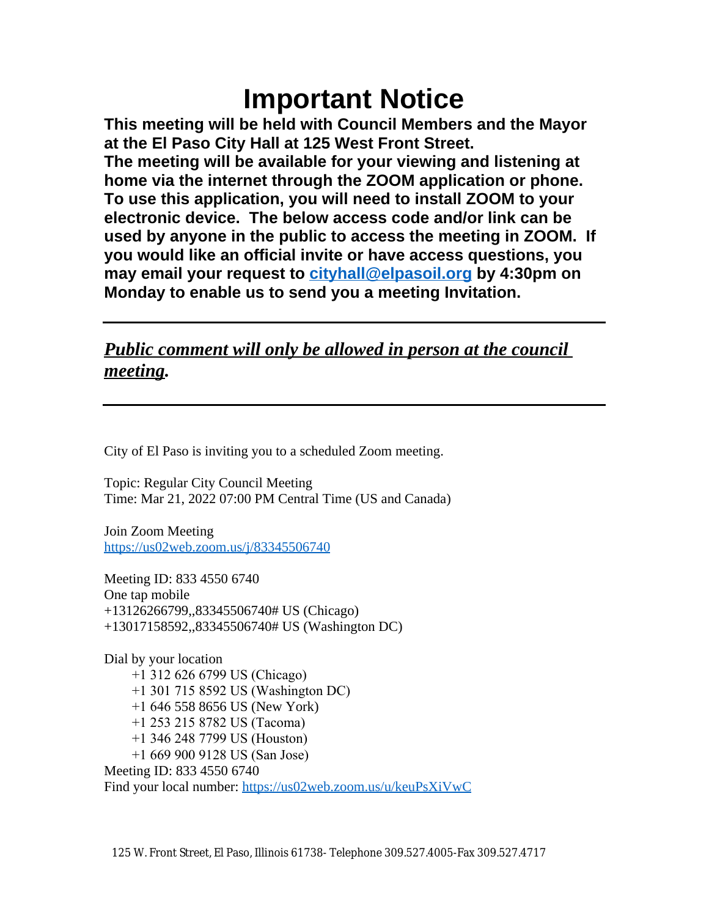# Important Notice

**This meeting will be held with Council Members and the Mayor at the El Paso City Hall at 125 West Front Street.**
**The meeting will be available for your viewing and listening at home via the internet through the ZOOM application or phone. To use this application, you will need to install ZOOM to your electronic device. The below access code and/or link can be used by anyone in the public to access the meeting in ZOOM. If you would like an official invite or have access questions, you may email your request to [cityhall@elpasoil.org](mailto:cityhall@elpasoil.org) by 4:30pm on Monday to enable us to send you a meeting Invitation.**

---

***Public comment will only be allowed in person at the council meeting.***

---

City of El Paso is inviting you to a scheduled Zoom meeting.

Topic: Regular City Council Meeting
Time: Mar 21, 2022 07:00 PM Central Time (US and Canada)

Join Zoom Meeting
https://us02web.zoom.us/j/83345506740

Meeting ID: 833 4550 6740
One tap mobile
+13126266799,,83345506740# US (Chicago)
+13017158592,,83345506740# US (Washington DC)

Dial by your location
+1 312 626 6799 US (Chicago)
+1 301 715 8592 US (Washington DC)
+1 646 558 8656 US (New York)
+1 253 215 8782 US (Tacoma)
+1 346 248 7799 US (Houston)
+1 669 900 9128 US (San Jose)
Meeting ID: 833 4550 6740
Find your local number: https://us02web.zoom.us/u/keuPsXiVwC

125 W. Front Street, El Paso, Illinois 61738- Telephone 309.527.4005-Fax 309.527.4717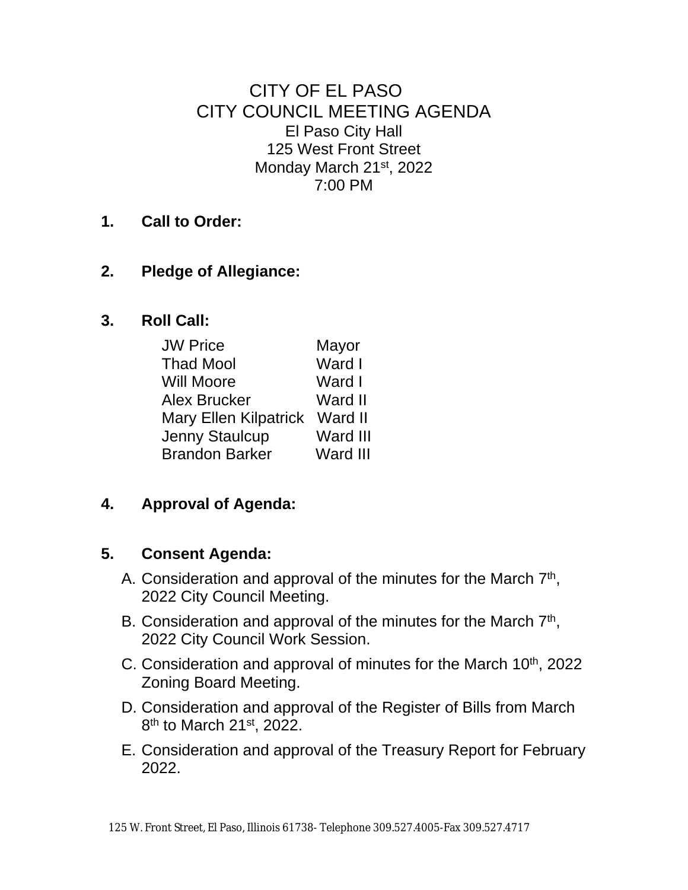# CITY OF EL PASO
## CITY COUNCIL MEETING AGENDA

El Paso City Hall
125 West Front Street
Monday March 21st, 2022
7:00 PM

**1. Call to Order:**

**2. Pledge of Allegiance:**

**3. Roll Call:**

| | |
|---|---|
| JW Price | Mayor |
| Thad Mool | Ward I |
| Will Moore | Ward I |
| Alex Brucker | Ward II |
| Mary Ellen Kilpatrick | Ward II |
| Jenny Staulcup | Ward III |
| Brandon Barker | Ward III |

**4. Approval of Agenda:**

**5. Consent Agenda:**

A. Consideration and approval of the minutes for the March 7th, 2022 City Council Meeting.

B. Consideration and approval of the minutes for the March 7th, 2022 City Council Work Session.

C. Consideration and approval of minutes for the March 10th, 2022 Zoning Board Meeting.

D. Consideration and approval of the Register of Bills from March 8th to March 21st, 2022.

E. Consideration and approval of the Treasury Report for February 2022.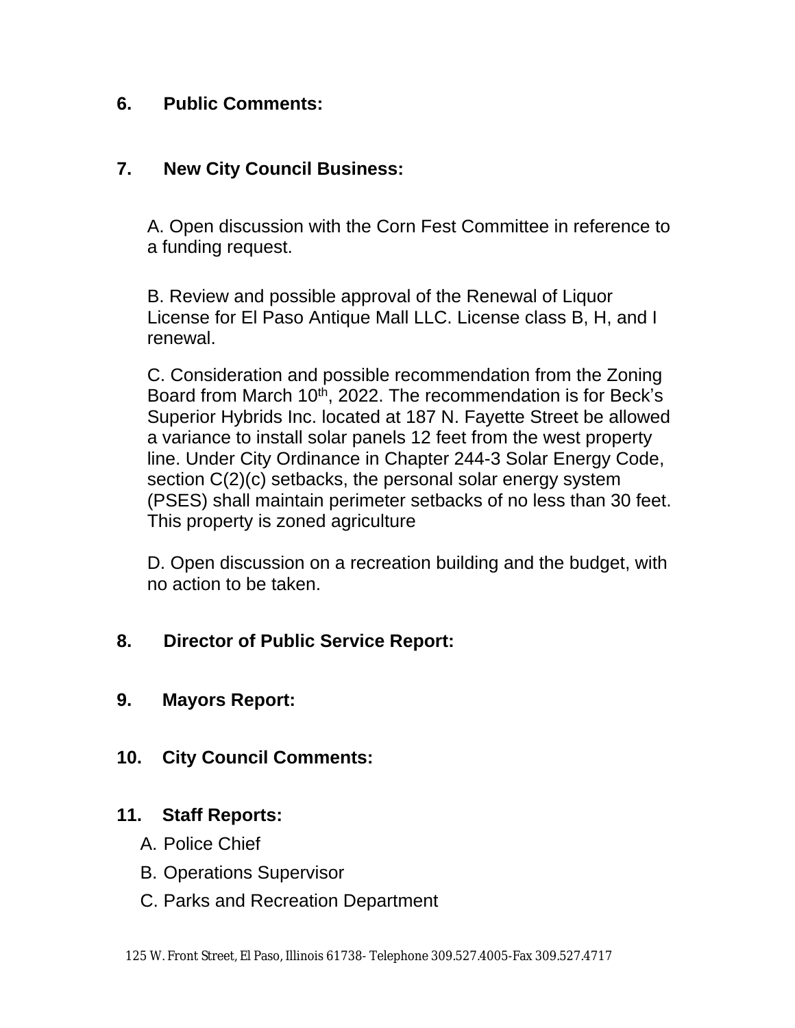**6. Public Comments:**

**7. New City Council Business:**

A. Open discussion with the Corn Fest Committee in reference to a funding request.

B. Review and possible approval of the Renewal of Liquor License for El Paso Antique Mall LLC. License class B, H, and I renewal.

C. Consideration and possible recommendation from the Zoning Board from March 10th, 2022. The recommendation is for Beck's Superior Hybrids Inc. located at 187 N. Fayette Street be allowed a variance to install solar panels 12 feet from the west property line. Under City Ordinance in Chapter 244-3 Solar Energy Code, section C(2)(c) setbacks, the personal solar energy system (PSES) shall maintain perimeter setbacks of no less than 30 feet. This property is zoned agriculture

D. Open discussion on a recreation building and the budget, with no action to be taken.

**8. Director of Public Service Report:**

**9. Mayors Report:**

**10. City Council Comments:**

**11. Staff Reports:**

A. Police Chief

B. Operations Supervisor

C. Parks and Recreation Department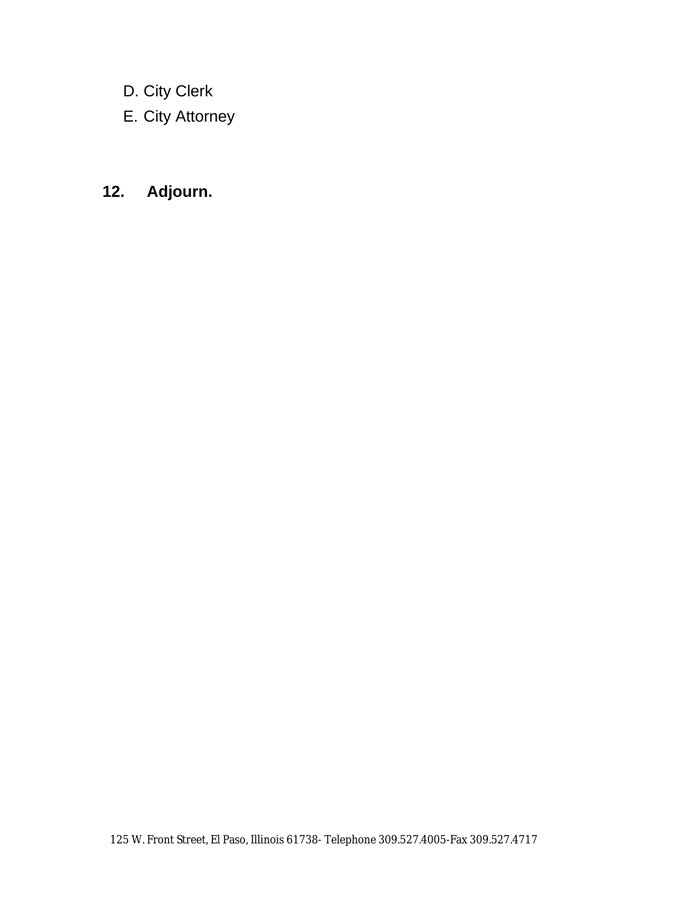D. City Clerk
E. City Attorney

**12. Adjourn.**